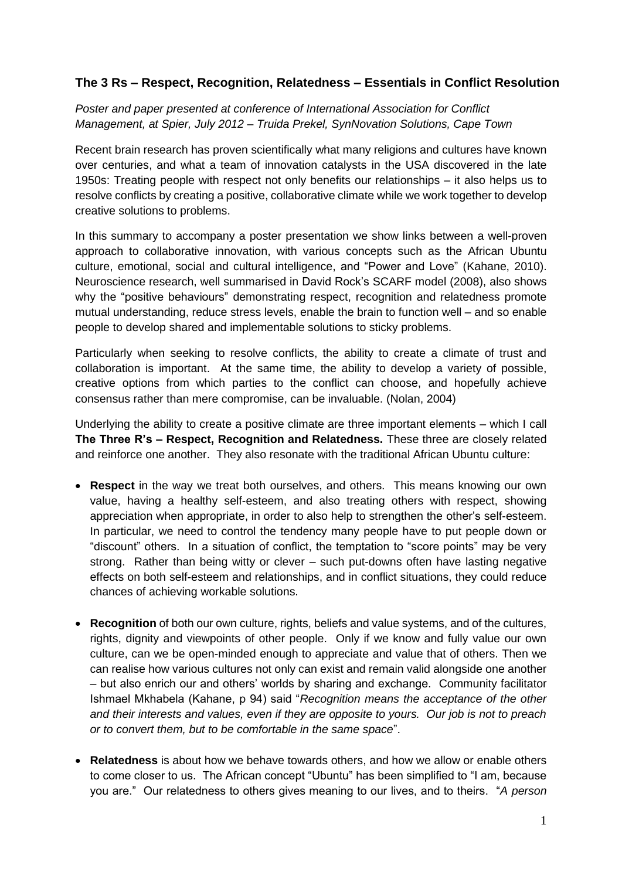## The 3 Rs – Respect, Recognition, Relatedness – Essentials in Conflict Resolution

*Poster and paper presented at conference of International Association for Conflict Management, at Spier, July 2012 – Truida Prekel, SynNovation Solutions, Cape Town*

Recent brain research has proven scientifically what many religions and cultures have known over centuries, and what a team of innovation catalysts in the USA discovered in the late 1950s: Treating people with respect not only benefits our relationships – it also helps us to resolve conflicts by creating a positive, collaborative climate while we work together to develop creative solutions to problems.

In this summary to accompany a poster presentation we show links between a well-proven approach to collaborative innovation, with various concepts such as the African Ubuntu culture, emotional, social and cultural intelligence, and "Power and Love" (Kahane, 2010). Neuroscience research, well summarised in David Rock's SCARF model (2008), also shows why the "positive behaviours" demonstrating respect, recognition and relatedness promote mutual understanding, reduce stress levels, enable the brain to function well – and so enable people to develop shared and implementable solutions to sticky problems.

Particularly when seeking to resolve conflicts, the ability to create a climate of trust and collaboration is important. At the same time, the ability to develop a variety of possible, creative options from which parties to the conflict can choose, and hopefully achieve consensus rather than mere compromise, can be invaluable. (Nolan, 2004)

Underlying the ability to create a positive climate are three important elements – which I call **The Three R's – Respect, Recognition and Relatedness.** These three are closely related and reinforce one another. They also resonate with the traditional African Ubuntu culture:

- **Respect** in the way we treat both ourselves, and others. This means knowing our own value, having a healthy self-esteem, and also treating others with respect, showing appreciation when appropriate, in order to also help to strengthen the other's self-esteem. In particular, we need to control the tendency many people have to put people down or "discount" others. In a situation of conflict, the temptation to "score points" may be very strong. Rather than being witty or clever – such put-downs often have lasting negative effects on both self-esteem and relationships, and in conflict situations, they could reduce chances of achieving workable solutions.

- **Recognition** of both our own culture, rights, beliefs and value systems, and of the cultures, rights, dignity and viewpoints of other people. Only if we know and fully value our own culture, can we be open-minded enough to appreciate and value that of others. Then we can realise how various cultures not only can exist and remain valid alongside one another – but also enrich our and others' worlds by sharing and exchange. Community facilitator Ishmael Mkhabela (Kahane, p 94) said "*Recognition means the acceptance of the other and their interests and values, even if they are opposite to yours. Our job is not to preach or to convert them, but to be comfortable in the same space*".

- **Relatedness** is about how we behave towards others, and how we allow or enable others to come closer to us. The African concept "Ubuntu" has been simplified to "I am, because you are." Our relatedness to others gives meaning to our lives, and to theirs. "*A person*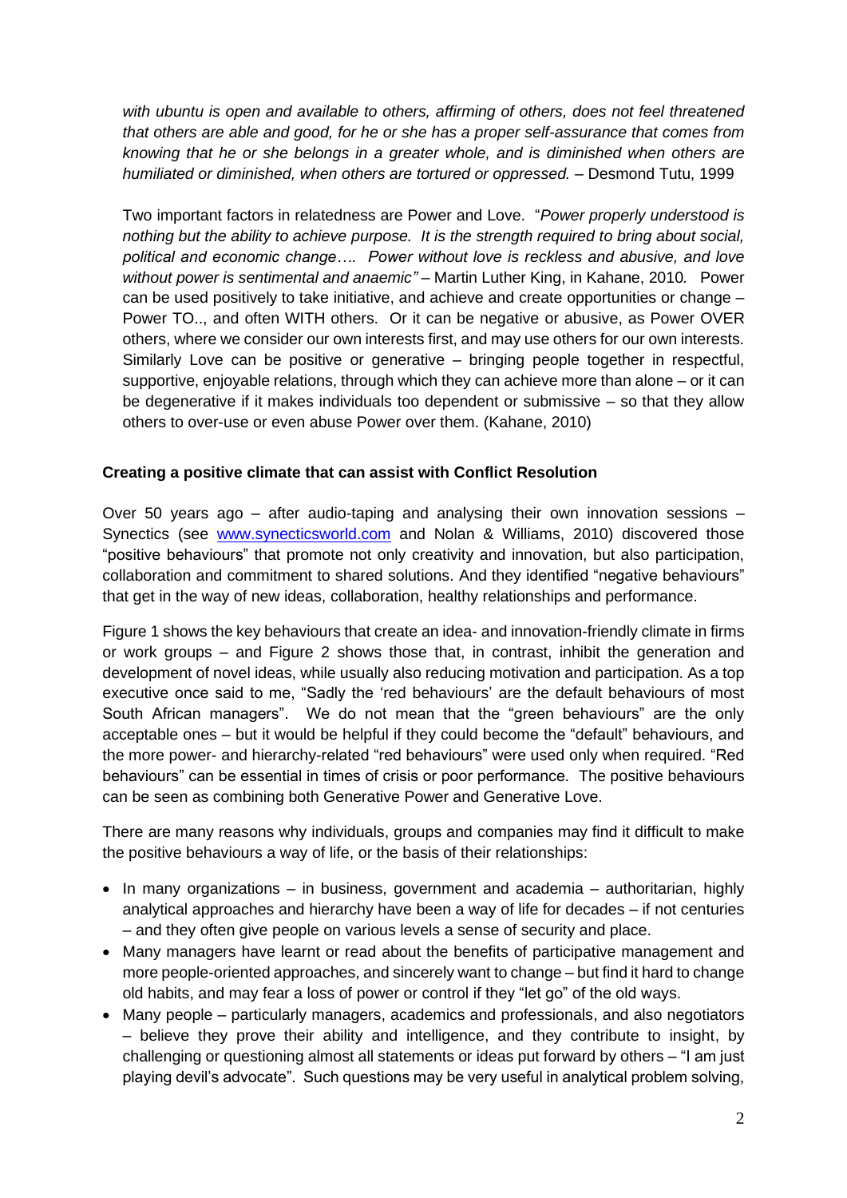*with ubuntu is open and available to others, affirming of others, does not feel threatened that others are able and good, for he or she has a proper self-assurance that comes from knowing that he or she belongs in a greater whole, and is diminished when others are humiliated or diminished, when others are tortured or oppressed.* – Desmond Tutu, 1999

Two important factors in relatedness are Power and Love. "*Power properly understood is nothing but the ability to achieve purpose. It is the strength required to bring about social, political and economic change…. Power without love is reckless and abusive, and love without power is sentimental and anaemic"* – Martin Luther King, in Kahane, 2010*.* Power can be used positively to take initiative, and achieve and create opportunities or change – Power TO.., and often WITH others. Or it can be negative or abusive, as Power OVER others, where we consider our own interests first, and may use others for our own interests. Similarly Love can be positive or generative – bringing people together in respectful, supportive, enjoyable relations, through which they can achieve more than alone – or it can be degenerative if it makes individuals too dependent or submissive – so that they allow others to over-use or even abuse Power over them. (Kahane, 2010)

**Creating a positive climate that can assist with Conflict Resolution**

Over 50 years ago – after audio-taping and analysing their own innovation sessions – Synectics (see www.synecticsworld.com and Nolan & Williams, 2010) discovered those "positive behaviours" that promote not only creativity and innovation, but also participation, collaboration and commitment to shared solutions. And they identified "negative behaviours" that get in the way of new ideas, collaboration, healthy relationships and performance.

Figure 1 shows the key behaviours that create an idea- and innovation-friendly climate in firms or work groups – and Figure 2 shows those that, in contrast, inhibit the generation and development of novel ideas, while usually also reducing motivation and participation. As a top executive once said to me, "Sadly the 'red behaviours' are the default behaviours of most South African managers". We do not mean that the "green behaviours" are the only acceptable ones – but it would be helpful if they could become the "default" behaviours, and the more power- and hierarchy-related "red behaviours" were used only when required. "Red behaviours" can be essential in times of crisis or poor performance. The positive behaviours can be seen as combining both Generative Power and Generative Love.

There are many reasons why individuals, groups and companies may find it difficult to make the positive behaviours a way of life, or the basis of their relationships:

- In many organizations – in business, government and academia – authoritarian, highly analytical approaches and hierarchy have been a way of life for decades – if not centuries – and they often give people on various levels a sense of security and place.
- Many managers have learnt or read about the benefits of participative management and more people-oriented approaches, and sincerely want to change – but find it hard to change old habits, and may fear a loss of power or control if they "let go" of the old ways.
- Many people – particularly managers, academics and professionals, and also negotiators – believe they prove their ability and intelligence, and they contribute to insight, by challenging or questioning almost all statements or ideas put forward by others – "I am just playing devil's advocate". Such questions may be very useful in analytical problem solving,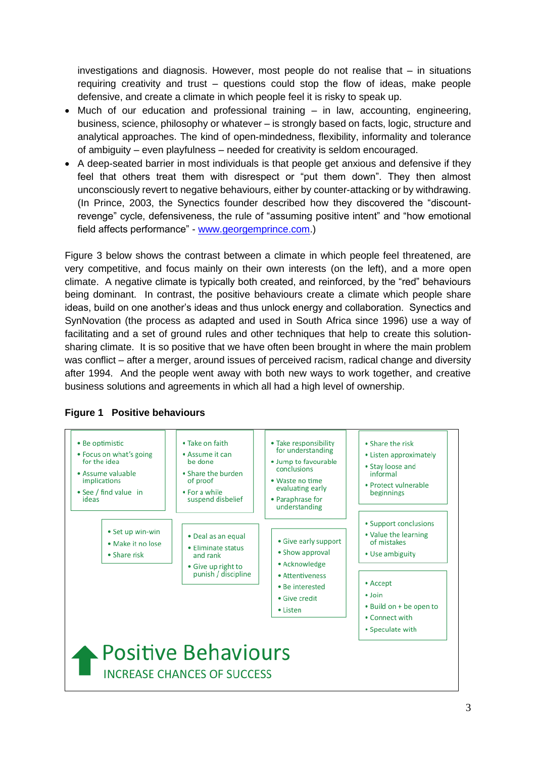investigations and diagnosis. However, most people do not realise that – in situations requiring creativity and trust – questions could stop the flow of ideas, make people defensive, and create a climate in which people feel it is risky to speak up.

- Much of our education and professional training – in law, accounting, engineering, business, science, philosophy or whatever – is strongly based on facts, logic, structure and analytical approaches. The kind of open-mindedness, flexibility, informality and tolerance of ambiguity – even playfulness – needed for creativity is seldom encouraged.
- A deep-seated barrier in most individuals is that people get anxious and defensive if they feel that others treat them with disrespect or "put them down". They then almost unconsciously revert to negative behaviours, either by counter-attacking or by withdrawing. (In Prince, 2003, the Synectics founder described how they discovered the "discount-revenge" cycle, defensiveness, the rule of "assuming positive intent" and "how emotional field affects performance" - www.georgemprince.com.)

Figure 3 below shows the contrast between a climate in which people feel threatened, are very competitive, and focus mainly on their own interests (on the left), and a more open climate. A negative climate is typically both created, and reinforced, by the "red" behaviours being dominant. In contrast, the positive behaviours create a climate which people share ideas, build on one another's ideas and thus unlock energy and collaboration. Synectics and SynNovation (the process as adapted and used in South Africa since 1996) use a way of facilitating and a set of ground rules and other techniques that help to create this solution-sharing climate. It is so positive that we have often been brought in where the main problem was conflict – after a merger, around issues of perceived racism, radical change and diversity after 1994. And the people went away with both new ways to work together, and creative business solutions and agreements in which all had a high level of ownership.

**Figure 1 Positive behaviours**

- Be optimistic
- Focus on what's going for the idea
- Assume valuable implications
- See / find value in ideas

- Take on faith
- Assume it can be done
- Share the burden of proof
- For a while suspend disbelief

- Take responsibility for understanding
- Jump to favourable conclusions
- Waste no time evaluating early
- Paraphrase for understanding

- Share the risk
- Listen approximately
- Stay loose and informal
- Protect vulnerable beginnings

- Set up win-win
- Make it no lose
- Share risk

- Deal as an equal
- Eliminate status and rank
- Give up right to punish / discipline

- Give early support
- Show approval
- Acknowledge
- Attentiveness
- Be interested
- Give credit
- Listen

- Support conclusions
- Value the learning of mistakes
- Use ambiguity

- Accept
- Join
- Build on + be open to
- Connect with
- Speculate with

Positive Behaviours
INCREASE CHANCES OF SUCCESS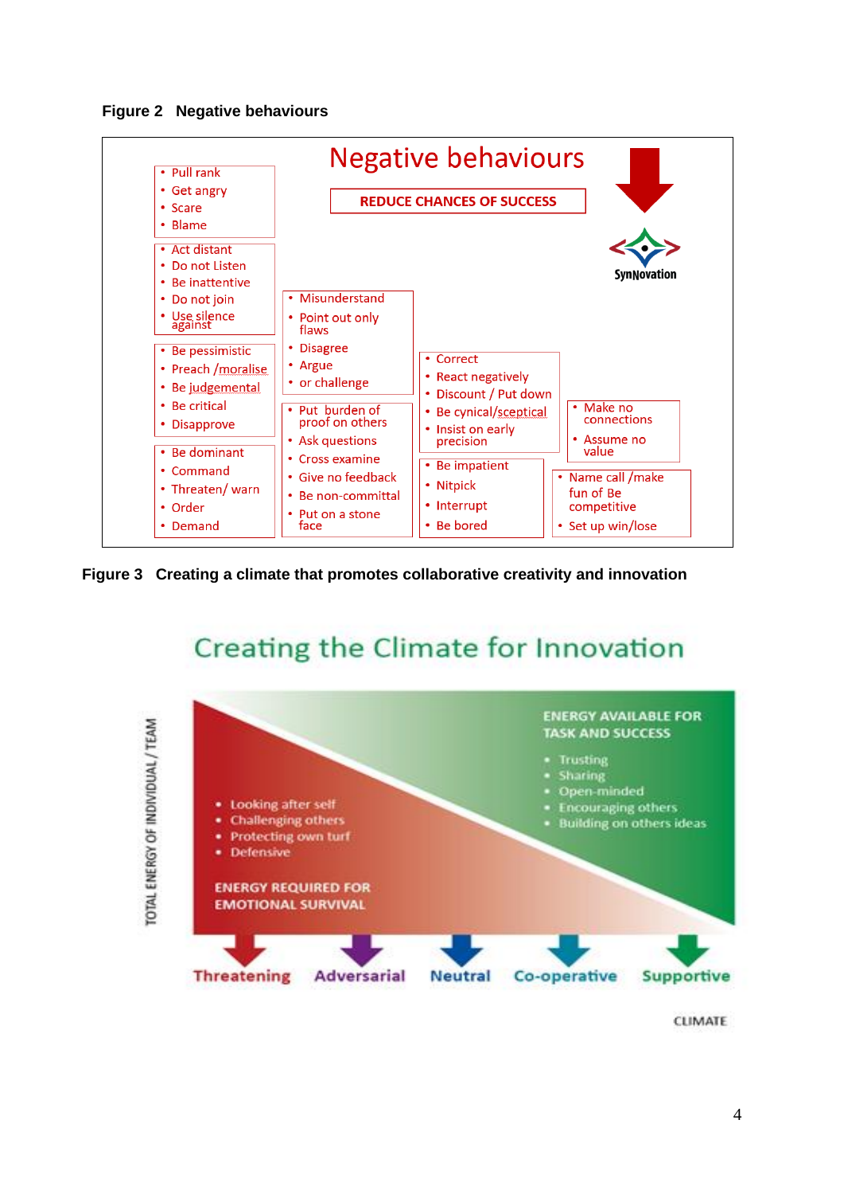**Figure 2 Negative behaviours**

Negative behaviours

REDUCE CHANCES OF SUCCESS

SynNovation

- Pull rank
- Get angry
- Scare
- Blame

- Act distant
- Do not Listen
- Be inattentive
- Do not join
- Use silence against

- Be pessimistic
- Preach /moralise
- Be judgemental
- Be critical
- Disapprove

- Be dominant
- Command
- Threaten/ warn
- Order
- Demand

- Misunderstand
- Point out only flaws
- Disagree
- Argue
- or challenge

- Put burden of proof on others
- Ask questions
- Cross examine
- Give no feedback
- Be non-committal
- Put on a stone face

- Correct
- React negatively
- Discount / Put down
- Be cynical/sceptical
- Insist on early precision

- Be impatient
- Nitpick
- Interrupt
- Be bored

- Make no connections
- Assume no value

- Name call /make fun of Be competitive
- Set up win/lose

**Figure 3 Creating a climate that promotes collaborative creativity and innovation**

Creating the Climate for Innovation

TOTAL ENERGY OF INDIVIDUAL / TEAM

ENERGY AVAILABLE FOR TASK AND SUCCESS

- Trusting
- Sharing
- Open-minded
- Encouraging others
- Building on others ideas

- Looking after self
- Challenging others
- Protecting own turf
- Defensive

ENERGY REQUIRED FOR EMOTIONAL SURVIVAL

Threatening — Adversarial — Neutral — Co-operative — Supportive

CLIMATE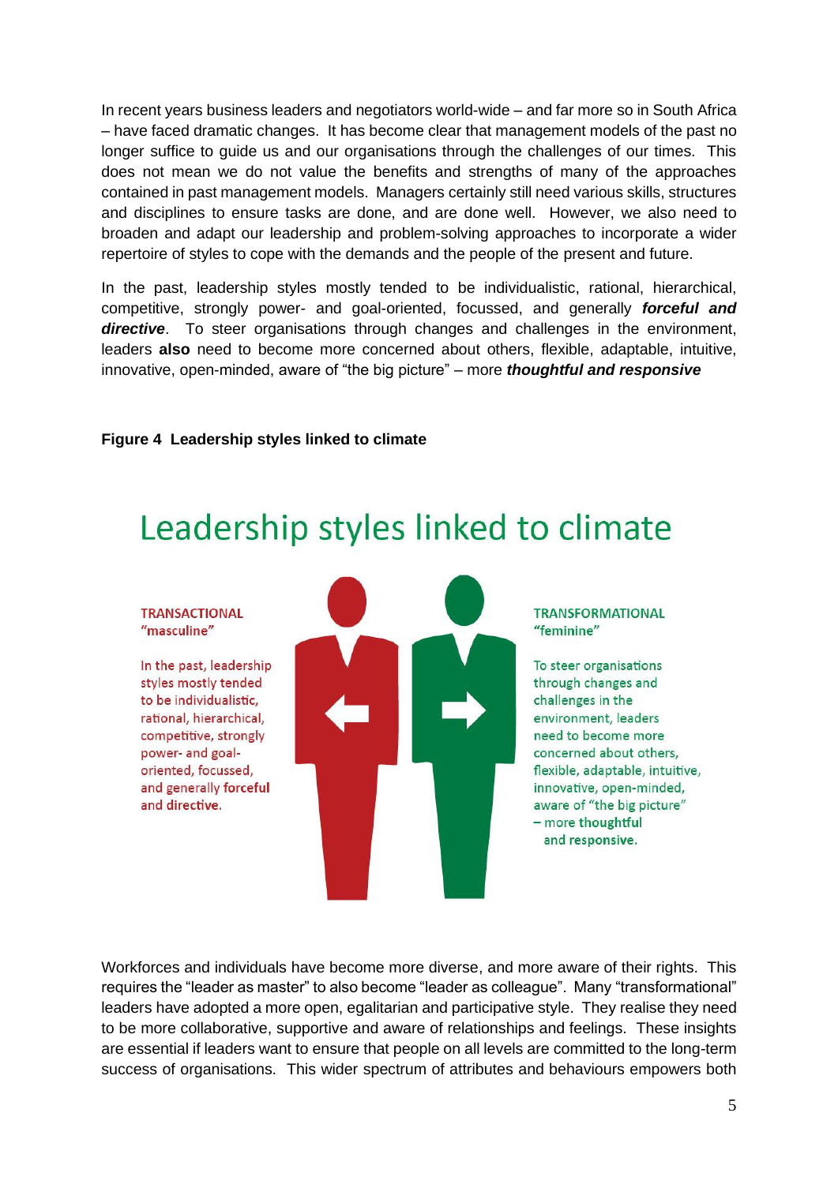In recent years business leaders and negotiators world-wide – and far more so in South Africa – have faced dramatic changes. It has become clear that management models of the past no longer suffice to guide us and our organisations through the challenges of our times. This does not mean we do not value the benefits and strengths of many of the approaches contained in past management models. Managers certainly still need various skills, structures and disciplines to ensure tasks are done, and are done well. However, we also need to broaden and adapt our leadership and problem-solving approaches to incorporate a wider repertoire of styles to cope with the demands and the people of the present and future.

In the past, leadership styles mostly tended to be individualistic, rational, hierarchical, competitive, strongly power- and goal-oriented, focussed, and generally ***forceful and directive***. To steer organisations through changes and challenges in the environment, leaders **also** need to become more concerned about others, flexible, adaptable, intuitive, innovative, open-minded, aware of "the big picture" – more ***thoughtful and responsive***

**Figure 4 Leadership styles linked to climate**

## Leadership styles linked to climate

**TRANSACTIONAL**
**"masculine"**

In the past, leadership styles mostly tended to be individualistic, rational, hierarchical, competitive, strongly power- and goal-oriented, focussed, and generally **forceful** and **directive**.

**TRANSFORMATIONAL**
**"feminine"**

To steer organisations through changes and challenges in the environment, leaders need to become more concerned about others, flexible, adaptable, intuitive, innovative, open-minded, aware of "the big picture" – more **thoughtful** and **responsive**.

Workforces and individuals have become more diverse, and more aware of their rights. This requires the "leader as master" to also become "leader as colleague". Many "transformational" leaders have adopted a more open, egalitarian and participative style. They realise they need to be more collaborative, supportive and aware of relationships and feelings. These insights are essential if leaders want to ensure that people on all levels are committed to the long-term success of organisations. This wider spectrum of attributes and behaviours empowers both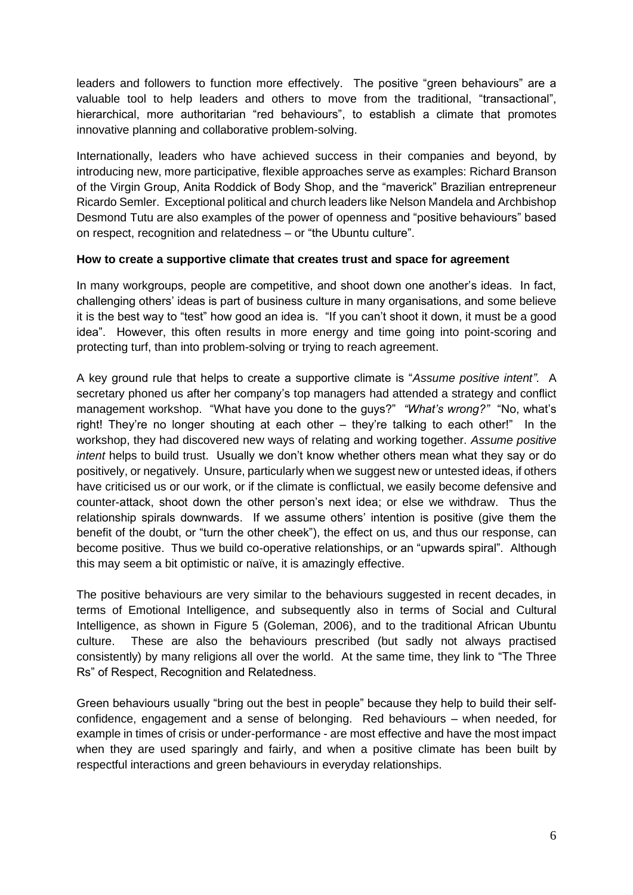leaders and followers to function more effectively. The positive "green behaviours" are a valuable tool to help leaders and others to move from the traditional, "transactional", hierarchical, more authoritarian "red behaviours", to establish a climate that promotes innovative planning and collaborative problem-solving.

Internationally, leaders who have achieved success in their companies and beyond, by introducing new, more participative, flexible approaches serve as examples: Richard Branson of the Virgin Group, Anita Roddick of Body Shop, and the "maverick" Brazilian entrepreneur Ricardo Semler. Exceptional political and church leaders like Nelson Mandela and Archbishop Desmond Tutu are also examples of the power of openness and "positive behaviours" based on respect, recognition and relatedness – or "the Ubuntu culture".

**How to create a supportive climate that creates trust and space for agreement**

In many workgroups, people are competitive, and shoot down one another's ideas. In fact, challenging others' ideas is part of business culture in many organisations, and some believe it is the best way to "test" how good an idea is. "If you can't shoot it down, it must be a good idea". However, this often results in more energy and time going into point-scoring and protecting turf, than into problem-solving or trying to reach agreement.

A key ground rule that helps to create a supportive climate is "*Assume positive intent".* A secretary phoned us after her company's top managers had attended a strategy and conflict management workshop. "What have you done to the guys?" *"What's wrong?"* "No, what's right! They're no longer shouting at each other – they're talking to each other!" In the workshop, they had discovered new ways of relating and working together. *Assume positive intent* helps to build trust. Usually we don't know whether others mean what they say or do positively, or negatively. Unsure, particularly when we suggest new or untested ideas, if others have criticised us or our work, or if the climate is conflictual, we easily become defensive and counter-attack, shoot down the other person's next idea; or else we withdraw. Thus the relationship spirals downwards. If we assume others' intention is positive (give them the benefit of the doubt, or "turn the other cheek"), the effect on us, and thus our response, can become positive. Thus we build co-operative relationships, or an "upwards spiral". Although this may seem a bit optimistic or naïve, it is amazingly effective.

The positive behaviours are very similar to the behaviours suggested in recent decades, in terms of Emotional Intelligence, and subsequently also in terms of Social and Cultural Intelligence, as shown in Figure 5 (Goleman, 2006), and to the traditional African Ubuntu culture. These are also the behaviours prescribed (but sadly not always practised consistently) by many religions all over the world. At the same time, they link to "The Three Rs" of Respect, Recognition and Relatedness.

Green behaviours usually "bring out the best in people" because they help to build their self-confidence, engagement and a sense of belonging. Red behaviours – when needed, for example in times of crisis or under-performance - are most effective and have the most impact when they are used sparingly and fairly, and when a positive climate has been built by respectful interactions and green behaviours in everyday relationships.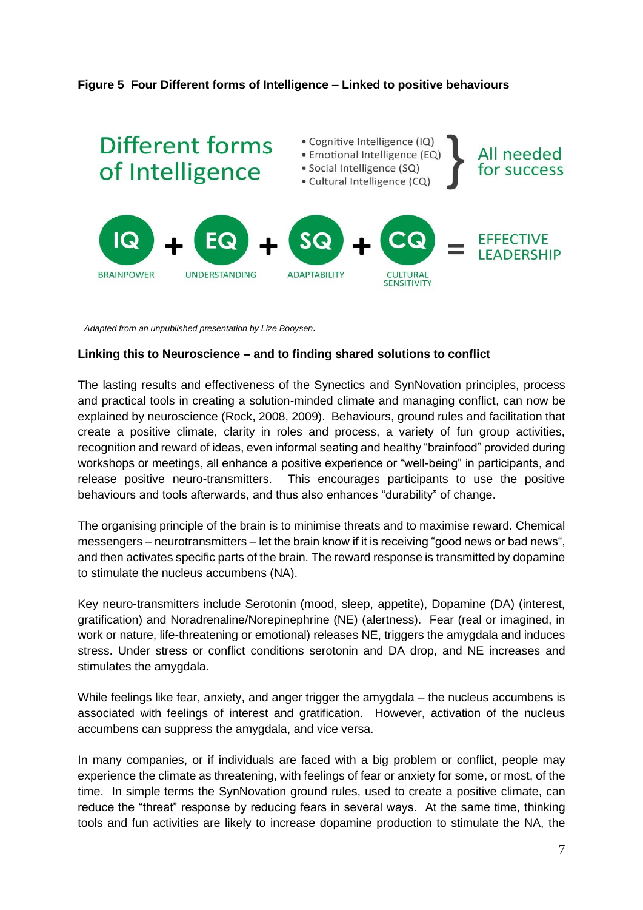**Figure 5 Four Different forms of Intelligence – Linked to positive behaviours**

Different forms of Intelligence

- Cognitive Intelligence (IQ)
- Emotional Intelligence (EQ)
- Social Intelligence (SQ)
- Cultural Intelligence (CQ)

All needed for success

IQ + EQ + SQ + CQ = EFFECTIVE LEADERSHIP

BRAINPOWER UNDERSTANDING ADAPTABILITY CULTURAL SENSITIVITY

*Adapted from an unpublished presentation by Lize Booysen.*

**Linking this to Neuroscience – and to finding shared solutions to conflict**

The lasting results and effectiveness of the Synectics and SynNovation principles, process and practical tools in creating a solution-minded climate and managing conflict, can now be explained by neuroscience (Rock, 2008, 2009). Behaviours, ground rules and facilitation that create a positive climate, clarity in roles and process, a variety of fun group activities, recognition and reward of ideas, even informal seating and healthy "brainfood" provided during workshops or meetings, all enhance a positive experience or "well-being" in participants, and release positive neuro-transmitters. This encourages participants to use the positive behaviours and tools afterwards, and thus also enhances "durability" of change.

The organising principle of the brain is to minimise threats and to maximise reward. Chemical messengers – neurotransmitters – let the brain know if it is receiving "good news or bad news", and then activates specific parts of the brain. The reward response is transmitted by dopamine to stimulate the nucleus accumbens (NA).

Key neuro-transmitters include Serotonin (mood, sleep, appetite), Dopamine (DA) (interest, gratification) and Noradrenaline/Norepinephrine (NE) (alertness). Fear (real or imagined, in work or nature, life-threatening or emotional) releases NE, triggers the amygdala and induces stress. Under stress or conflict conditions serotonin and DA drop, and NE increases and stimulates the amygdala.

While feelings like fear, anxiety, and anger trigger the amygdala – the nucleus accumbens is associated with feelings of interest and gratification. However, activation of the nucleus accumbens can suppress the amygdala, and vice versa.

In many companies, or if individuals are faced with a big problem or conflict, people may experience the climate as threatening, with feelings of fear or anxiety for some, or most, of the time. In simple terms the SynNovation ground rules, used to create a positive climate, can reduce the "threat" response by reducing fears in several ways. At the same time, thinking tools and fun activities are likely to increase dopamine production to stimulate the NA, the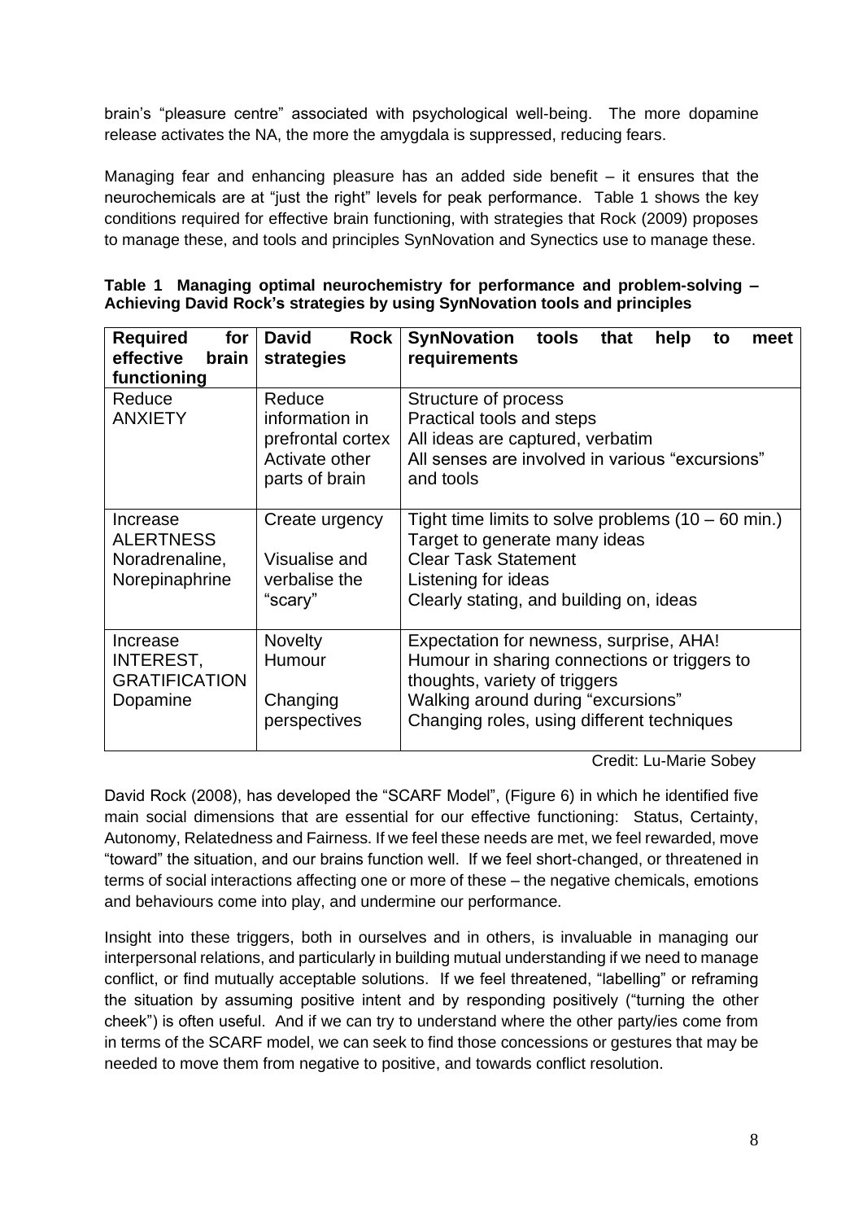brain's "pleasure centre" associated with psychological well-being. The more dopamine release activates the NA, the more the amygdala is suppressed, reducing fears.

Managing fear and enhancing pleasure has an added side benefit – it ensures that the neurochemicals are at "just the right" levels for peak performance. Table 1 shows the key conditions required for effective brain functioning, with strategies that Rock (2009) proposes to manage these, and tools and principles SynNovation and Synectics use to manage these.

**Table 1 Managing optimal neurochemistry for performance and problem-solving – Achieving David Rock's strategies by using SynNovation tools and principles**

| Required for effective brain functioning | David Rock strategies | SynNovation tools that help to meet requirements |
|---|---|---|
| Reduce ANXIETY | Reduce information in prefrontal cortex<br>Activate other parts of brain | Structure of process<br>Practical tools and steps<br>All ideas are captured, verbatim<br>All senses are involved in various "excursions" and tools |
| Increase ALERTNESS<br>Noradrenaline, Norepinaphrine | Create urgency<br><br>Visualise and verbalise the "scary" | Tight time limits to solve problems (10 – 60 min.)<br>Target to generate many ideas<br>Clear Task Statement<br>Listening for ideas<br>Clearly stating, and building on, ideas |
| Increase INTEREST, GRATIFICATION<br>Dopamine | Novelty<br>Humour<br><br>Changing perspectives | Expectation for newness, surprise, AHA!<br>Humour in sharing connections or triggers to thoughts, variety of triggers<br>Walking around during "excursions"<br>Changing roles, using different techniques |

Credit: Lu-Marie Sobey

David Rock (2008), has developed the "SCARF Model", (Figure 6) in which he identified five main social dimensions that are essential for our effective functioning: Status, Certainty, Autonomy, Relatedness and Fairness. If we feel these needs are met, we feel rewarded, move "toward" the situation, and our brains function well. If we feel short-changed, or threatened in terms of social interactions affecting one or more of these – the negative chemicals, emotions and behaviours come into play, and undermine our performance.

Insight into these triggers, both in ourselves and in others, is invaluable in managing our interpersonal relations, and particularly in building mutual understanding if we need to manage conflict, or find mutually acceptable solutions. If we feel threatened, "labelling" or reframing the situation by assuming positive intent and by responding positively ("turning the other cheek") is often useful. And if we can try to understand where the other party/ies come from in terms of the SCARF model, we can seek to find those concessions or gestures that may be needed to move them from negative to positive, and towards conflict resolution.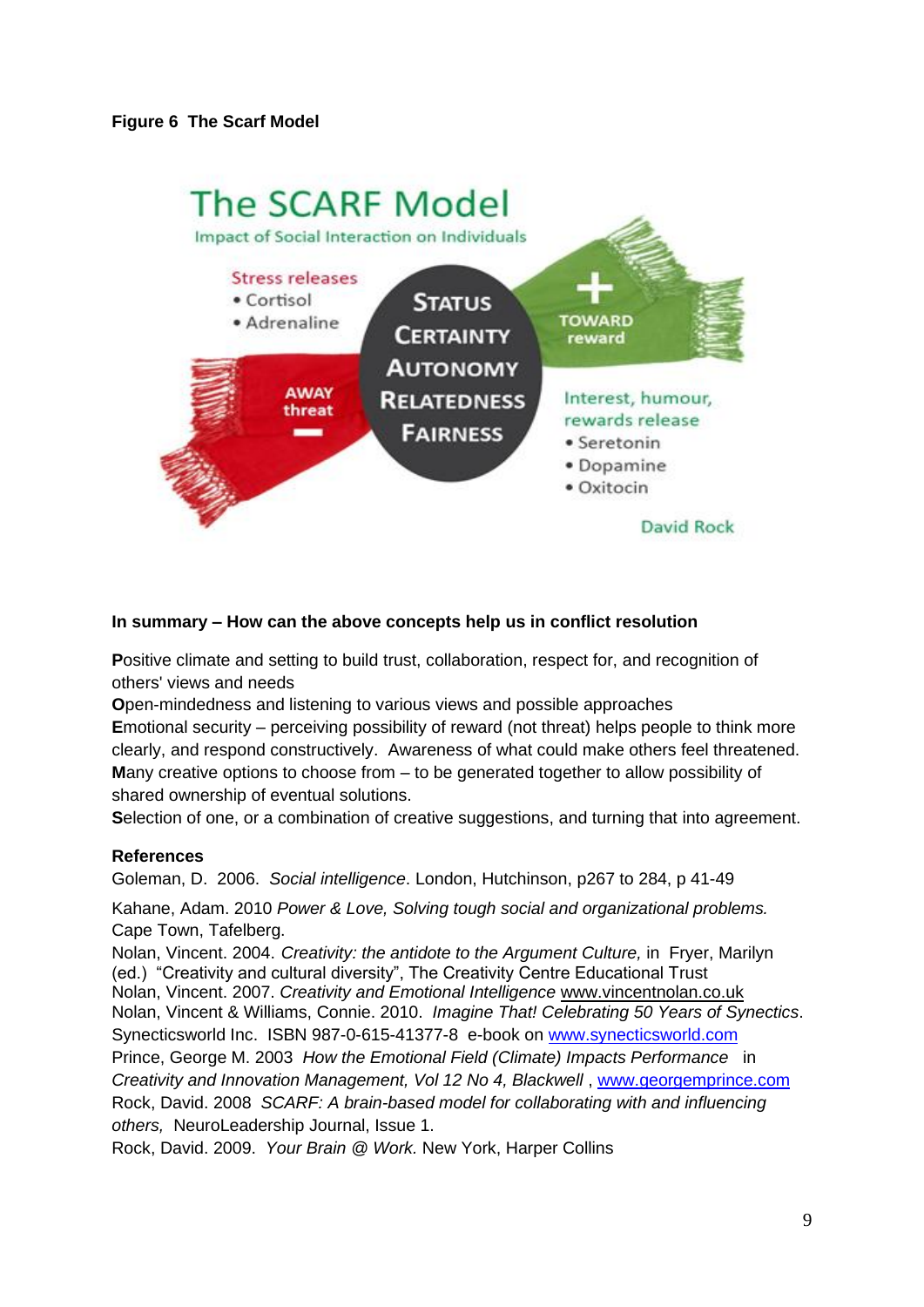**Figure 6 The Scarf Model**

The SCARF Model

Impact of Social Interaction on Individuals

Stress releases
• Cortisol
• Adrenaline

AWAY
threat
−

STATUS
CERTAINTY
AUTONOMY
RELATEDNESS
FAIRNESS

+
TOWARD
reward

Interest, humour, rewards release
• Seretonin
• Dopamine
• Oxitocin

David Rock

**In summary – How can the above concepts help us in conflict resolution**

**P**ositive climate and setting to build trust, collaboration, respect for, and recognition of others' views and needs
**O**pen-mindedness and listening to various views and possible approaches
**E**motional security – perceiving possibility of reward (not threat) helps people to think more clearly, and respond constructively. Awareness of what could make others feel threatened.
**M**any creative options to choose from – to be generated together to allow possibility of shared ownership of eventual solutions.
**S**election of one, or a combination of creative suggestions, and turning that into agreement.

**References**

Goleman, D. 2006. *Social intelligence*. London, Hutchinson, p267 to 284, p 41-49

Kahane, Adam. 2010 *Power & Love, Solving tough social and organizational problems.* Cape Town, Tafelberg.

Nolan, Vincent. 2004. *Creativity: the antidote to the Argument Culture,* in Fryer, Marilyn (ed.) "Creativity and cultural diversity", The Creativity Centre Educational Trust

Nolan, Vincent. 2007. *Creativity and Emotional Intelligence* www.vincentnolan.co.uk

Nolan, Vincent & Williams, Connie. 2010. *Imagine That! Celebrating 50 Years of Synectics*. Synecticsworld Inc. ISBN 987-0-615-41377-8 e-book on www.synecticsworld.com

Prince, George M. 2003 *How the Emotional Field (Climate) Impacts Performance* in *Creativity and Innovation Management, Vol 12 No 4, Blackwell* , www.georgemprince.com

Rock, David. 2008 *SCARF: A brain-based model for collaborating with and influencing others,* NeuroLeadership Journal, Issue 1.

Rock, David. 2009. *Your Brain @ Work.* New York, Harper Collins